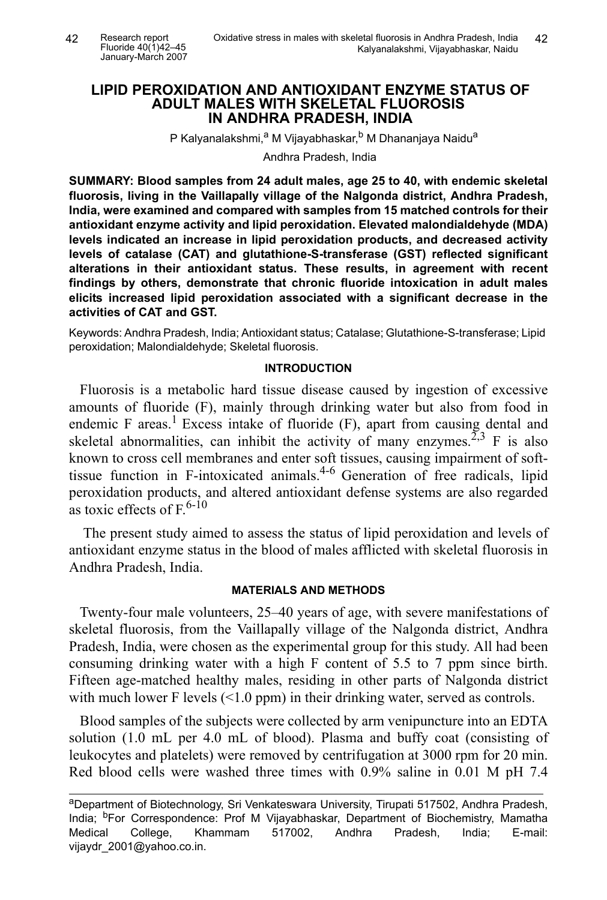# LIPID PEROXIDATION AND ANTIOXIDANT ENZYME STATUS OF ADULT MALES WITH SKELETAL FLUOROSIS IN ANDHRA PRADESH, INDIA

P Kalyanalakshmi,[a] M Vijayabhaskar,[b] M Dhananjaya Naidu[a]

Andhra Pradesh, India

**SUMMARY: Blood samples from 24 adult males, age 25 to 40, with endemic skeletal fluorosis, living in the Vaillapally village of the Nalgonda district, Andhra Pradesh, India, were examined and compared with samples from 15 matched controls for their antioxidant enzyme activity and lipid peroxidation. Elevated malondialdehyde (MDA) levels indicated an increase in lipid peroxidation products, and decreased activity levels of catalase (CAT) and glutathione-S-transferase (GST) reflected significant alterations in their antioxidant status. These results, in agreement with recent findings by others, demonstrate that chronic fluoride intoxication in adult males elicits increased lipid peroxidation associated with a significant decrease in the activities of CAT and GST.**

Keywords: Andhra Pradesh, India; Antioxidant status; Catalase; Glutathione-S-transferase; Lipid peroxidation; Malondialdehyde; Skeletal fluorosis.

## INTRODUCTION

Fluorosis is a metabolic hard tissue disease caused by ingestion of excessive amounts of fluoride (F), mainly through drinking water but also from food in endemic F areas.[1] Excess intake of fluoride (F), apart from causing dental and skeletal abnormalities, can inhibit the activity of many enzymes.[2,3] F is also known to cross cell membranes and enter soft tissues, causing impairment of soft-tissue function in F-intoxicated animals.[4-6] Generation of free radicals, lipid peroxidation products, and altered antioxidant defense systems are also regarded as toxic effects of F.[6-10]

The present study aimed to assess the status of lipid peroxidation and levels of antioxidant enzyme status in the blood of males afflicted with skeletal fluorosis in Andhra Pradesh, India.

## MATERIALS AND METHODS

Twenty-four male volunteers, 25–40 years of age, with severe manifestations of skeletal fluorosis, from the Vaillapally village of the Nalgonda district, Andhra Pradesh, India, were chosen as the experimental group for this study. All had been consuming drinking water with a high F content of 5.5 to 7 ppm since birth. Fifteen age-matched healthy males, residing in other parts of Nalgonda district with much lower F levels (<1.0 ppm) in their drinking water, served as controls.

Blood samples of the subjects were collected by arm venipuncture into an EDTA solution (1.0 mL per 4.0 mL of blood). Plasma and buffy coat (consisting of leukocytes and platelets) were removed by centrifugation at 3000 rpm for 20 min. Red blood cells were washed three times with 0.9% saline in 0.01 M pH 7.4

---

[a]Department of Biotechnology, Sri Venkateswara University, Tirupati 517502, Andhra Pradesh, India; [b]For Correspondence: Prof M Vijayabhaskar, Department of Biochemistry, Mamatha Medical College, Khammam 517002, Andhra Pradesh, India; E-mail: vijaydr_2001@yahoo.co.in.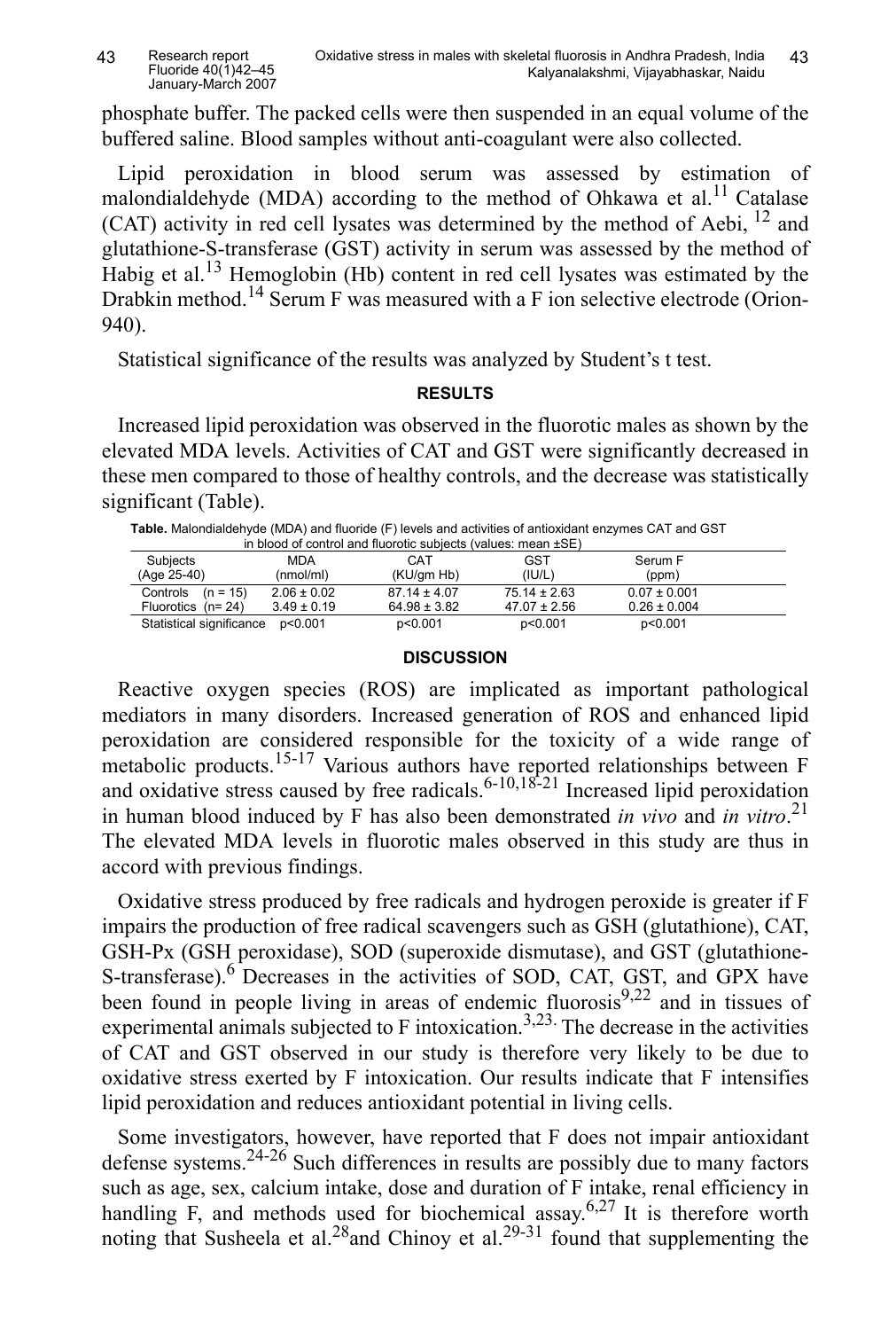phosphate buffer. The packed cells were then suspended in an equal volume of the buffered saline. Blood samples without anti-coagulant were also collected.

Lipid peroxidation in blood serum was assessed by estimation of malondialdehyde (MDA) according to the method of Ohkawa et al.[11] Catalase (CAT) activity in red cell lysates was determined by the method of Aebi, [12] and glutathione-S-transferase (GST) activity in serum was assessed by the method of Habig et al.[13] Hemoglobin (Hb) content in red cell lysates was estimated by the Drabkin method.[14] Serum F was measured with a F ion selective electrode (Orion-940).

Statistical significance of the results was analyzed by Student's t test.

## RESULTS

Increased lipid peroxidation was observed in the fluorotic males as shown by the elevated MDA levels. Activities of CAT and GST were significantly decreased in these men compared to those of healthy controls, and the decrease was statistically significant (Table).

**Table.** Malondialdehyde (MDA) and fluoride (F) levels and activities of antioxidant enzymes CAT and GST in blood of control and fluorotic subjects (values: mean ±SE)

| Subjects (Age 25-40) | MDA (nmol/ml) | CAT (KU/gm Hb) | GST (IU/L) | Serum F (ppm) |
|---|---|---|---|---|
| Controls (n = 15) | 2.06 ± 0.02 | 87.14 ± 4.07 | 75.14 ± 2.63 | 0.07 ± 0.001 |
| Fluorotics (n= 24) | 3.49 ± 0.19 | 64.98 ± 3.82 | 47.07 ± 2.56 | 0.26 ± 0.004 |
| Statistical significance | p<0.001 | p<0.001 | p<0.001 | p<0.001 |

## DISCUSSION

Reactive oxygen species (ROS) are implicated as important pathological mediators in many disorders. Increased generation of ROS and enhanced lipid peroxidation are considered responsible for the toxicity of a wide range of metabolic products.[15-17] Various authors have reported relationships between F and oxidative stress caused by free radicals.[6-10,18-21] Increased lipid peroxidation in human blood induced by F has also been demonstrated *in vivo* and *in vitro*.[21] The elevated MDA levels in fluorotic males observed in this study are thus in accord with previous findings.

Oxidative stress produced by free radicals and hydrogen peroxide is greater if F impairs the production of free radical scavengers such as GSH (glutathione), CAT, GSH-Px (GSH peroxidase), SOD (superoxide dismutase), and GST (glutathione-S-transferase).[6] Decreases in the activities of SOD, CAT, GST, and GPX have been found in people living in areas of endemic fluorosis[9,22] and in tissues of experimental animals subjected to F intoxication.[3,23] The decrease in the activities of CAT and GST observed in our study is therefore very likely to be due to oxidative stress exerted by F intoxication. Our results indicate that F intensifies lipid peroxidation and reduces antioxidant potential in living cells.

Some investigators, however, have reported that F does not impair antioxidant defense systems.[24-26] Such differences in results are possibly due to many factors such as age, sex, calcium intake, dose and duration of F intake, renal efficiency in handling F, and methods used for biochemical assay.[6,27] It is therefore worth noting that Susheela et al.[28] and Chinoy et al.[29-31] found that supplementing the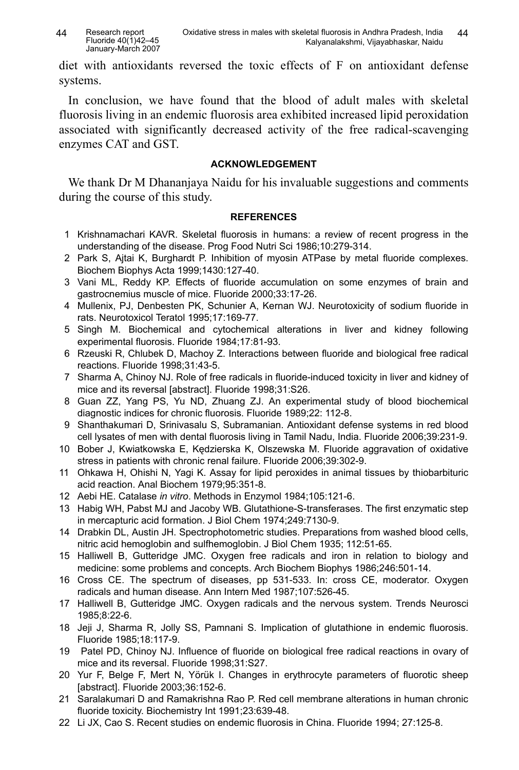diet with antioxidants reversed the toxic effects of F on antioxidant defense systems.

In conclusion, we have found that the blood of adult males with skeletal fluorosis living in an endemic fluorosis area exhibited increased lipid peroxidation associated with significantly decreased activity of the free radical-scavenging enzymes CAT and GST.

#### ACKNOWLEDGEMENT

We thank Dr M Dhananjaya Naidu for his invaluable suggestions and comments during the course of this study.

#### REFERENCES

1. Krishnamachari KAVR. Skeletal fluorosis in humans: a review of recent progress in the understanding of the disease. Prog Food Nutri Sci 1986;10:279-314.
2. Park S, Ajtai K, Burghardt P. Inhibition of myosin ATPase by metal fluoride complexes. Biochem Biophys Acta 1999;1430:127-40.
3. Vani ML, Reddy KP. Effects of fluoride accumulation on some enzymes of brain and gastrocnemius muscle of mice. Fluoride 2000;33:17-26.
4. Mullenix, PJ, Denbesten PK, Schunier A, Kernan WJ. Neurotoxicity of sodium fluoride in rats. Neurotoxicol Teratol 1995;17:169-77.
5. Singh M. Biochemical and cytochemical alterations in liver and kidney following experimental fluorosis. Fluoride 1984;17:81-93.
6. Rzeuski R, Chlubek D, Machoy Z. Interactions between fluoride and biological free radical reactions. Fluoride 1998;31:43-5.
7. Sharma A, Chinoy NJ. Role of free radicals in fluoride-induced toxicity in liver and kidney of mice and its reversal [abstract]. Fluoride 1998;31:S26.
8. Guan ZZ, Yang PS, Yu ND, Zhuang ZJ. An experimental study of blood biochemical diagnostic indices for chronic fluorosis. Fluoride 1989;22: 112-8.
9. Shanthakumari D, Srinivasalu S, Subramanian. Antioxidant defense systems in red blood cell lysates of men with dental fluorosis living in Tamil Nadu, India. Fluoride 2006;39:231-9.
10. Bober J, Kwiatkowska E, Kędzierska K, Olszewska M. Fluoride aggravation of oxidative stress in patients with chronic renal failure. Fluoride 2006;39:302-9.
11. Ohkawa H, Ohishi N, Yagi K. Assay for lipid peroxides in animal tissues by thiobarbituric acid reaction. Anal Biochem 1979;95:351-8.
12. Aebi HE. Catalase *in vitro*. Methods in Enzymol 1984;105:121-6.
13. Habig WH, Pabst MJ and Jacoby WB. Glutathione-S-transferases. The first enzymatic step in mercapturic acid formation. J Biol Chem 1974;249:7130-9.
14. Drabkin DL, Austin JH. Spectrophotometric studies. Preparations from washed blood cells, nitric acid hemoglobin and sulfhemoglobin. J Biol Chem 1935; 112:51-65.
15. Halliwell B, Gutteridge JMC. Oxygen free radicals and iron in relation to biology and medicine: some problems and concepts. Arch Biochem Biophys 1986;246:501-14.
16. Cross CE. The spectrum of diseases, pp 531-533. In: cross CE, moderator. Oxygen radicals and human disease. Ann Intern Med 1987;107:526-45.
17. Halliwell B, Gutteridge JMC. Oxygen radicals and the nervous system. Trends Neurosci 1985;8:22-6.
18. Jeji J, Sharma R, Jolly SS, Pamnani S. Implication of glutathione in endemic fluorosis. Fluoride 1985;18:117-9.
19. Patel PD, Chinoy NJ. Influence of fluoride on biological free radical reactions in ovary of mice and its reversal. Fluoride 1998;31:S27.
20. Yur F, Belge F, Mert N, Yörük I. Changes in erythrocyte parameters of fluorotic sheep [abstract]. Fluoride 2003;36:152-6.
21. Saralakumari D and Ramakrishna Rao P. Red cell membrane alterations in human chronic fluoride toxicity. Biochemistry Int 1991;23:639-48.
22. Li JX, Cao S. Recent studies on endemic fluorosis in China. Fluoride 1994; 27:125-8.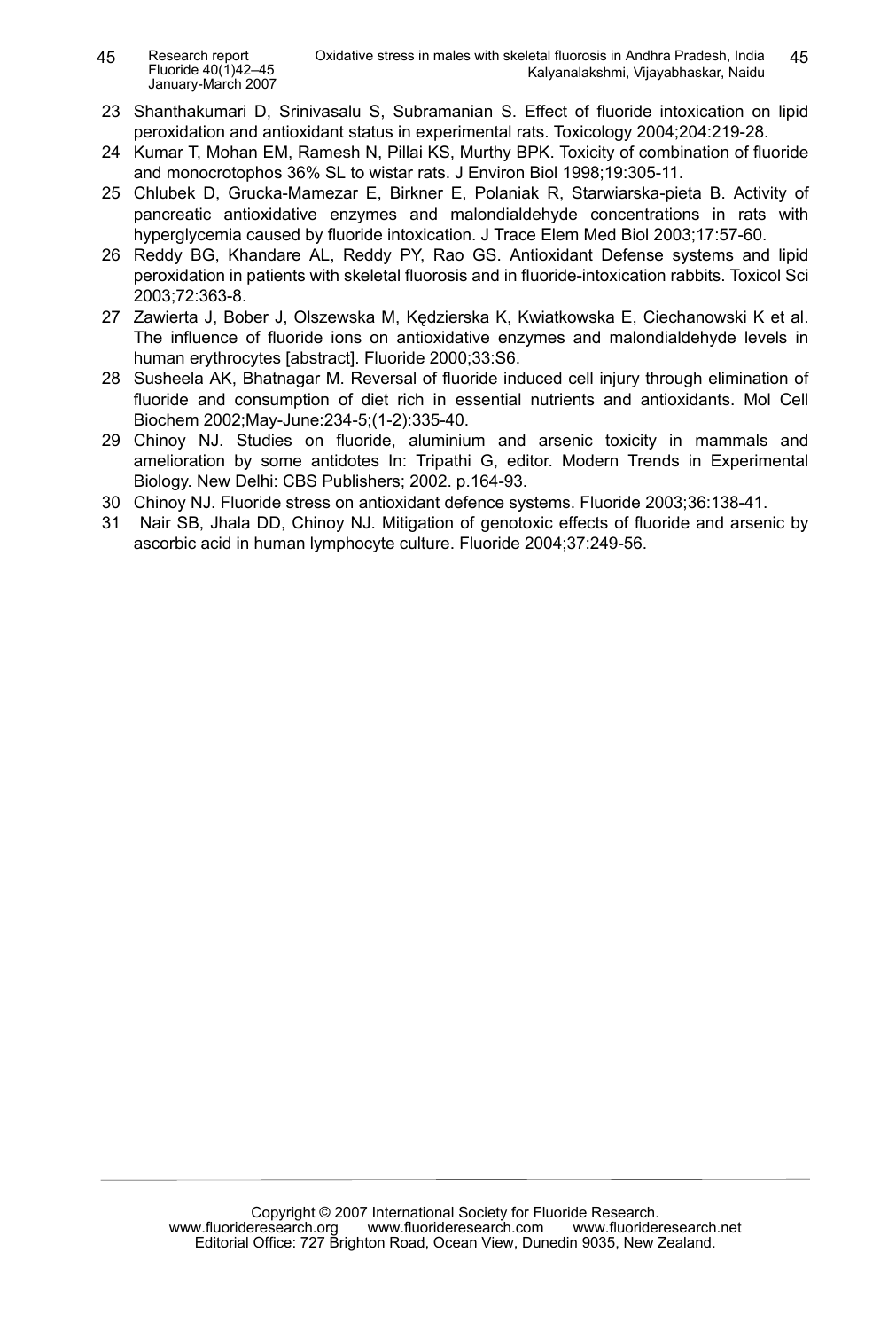23 Shanthakumari D, Srinivasalu S, Subramanian S. Effect of fluoride intoxication on lipid peroxidation and antioxidant status in experimental rats. Toxicology 2004;204:219-28.

24 Kumar T, Mohan EM, Ramesh N, Pillai KS, Murthy BPK. Toxicity of combination of fluoride and monocrotophos 36% SL to wistar rats. J Environ Biol 1998;19:305-11.

25 Chlubek D, Grucka-Mamezar E, Birkner E, Polaniak R, Starwiarska-pieta B. Activity of pancreatic antioxidative enzymes and malondialdehyde concentrations in rats with hyperglycemia caused by fluoride intoxication. J Trace Elem Med Biol 2003;17:57-60.

26 Reddy BG, Khandare AL, Reddy PY, Rao GS. Antioxidant Defense systems and lipid peroxidation in patients with skeletal fluorosis and in fluoride-intoxication rabbits. Toxicol Sci 2003;72:363-8.

27 Zawierta J, Bober J, Olszewska M, Kędzierska K, Kwiatkowska E, Ciechanowski K et al. The influence of fluoride ions on antioxidative enzymes and malondialdehyde levels in human erythrocytes [abstract]. Fluoride 2000;33:S6.

28 Susheela AK, Bhatnagar M. Reversal of fluoride induced cell injury through elimination of fluoride and consumption of diet rich in essential nutrients and antioxidants. Mol Cell Biochem 2002;May-June:234-5;(1-2):335-40.

29 Chinoy NJ. Studies on fluoride, aluminium and arsenic toxicity in mammals and amelioration by some antidotes In: Tripathi G, editor. Modern Trends in Experimental Biology. New Delhi: CBS Publishers; 2002. p.164-93.

30 Chinoy NJ. Fluoride stress on antioxidant defence systems. Fluoride 2003;36:138-41.

31 Nair SB, Jhala DD, Chinoy NJ. Mitigation of genotoxic effects of fluoride and arsenic by ascorbic acid in human lymphocyte culture. Fluoride 2004;37:249-56.

Copyright © 2007 International Society for Fluoride Research.
www.fluorideresearch.org www.fluorideresearch.com www.fluorideresearch.net
Editorial Office: 727 Brighton Road, Ocean View, Dunedin 9035, New Zealand.